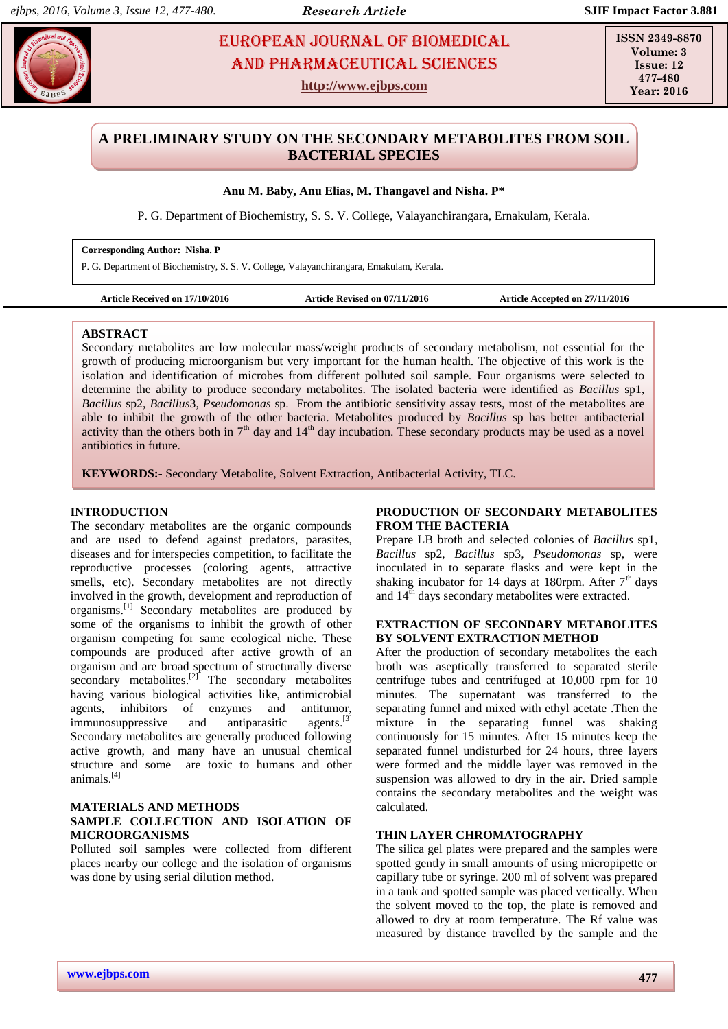# A PRELIMINARY STUDY ON THE SECONDARY METABOLITES FROM SOIL BACTERIAL SPECIES

**Anu M. Baby, Anu Elias, M. Thangavel and Nisha. P\***

P. G. Department of Biochemistry, S. S. V. College, Valayanchirangara, Ernakulam, Kerala.

**Corresponding Author: Nisha. P**
P. G. Department of Biochemistry, S. S. V. College, Valayanchirangara, Ernakulam, Kerala.

**Article Received on 17/10/2016 Article Revised on 07/11/2016 Article Accepted on 27/11/2016**

## ABSTRACT

Secondary metabolites are low molecular mass/weight products of secondary metabolism, not essential for the growth of producing microorganism but very important for the human health. The objective of this work is the isolation and identification of microbes from different polluted soil sample. Four organisms were selected to determine the ability to produce secondary metabolites. The isolated bacteria were identified as *Bacillus* sp1, *Bacillus* sp2, *Bacillus*3, *Pseudomonas* sp. From the antibiotic sensitivity assay tests, most of the metabolites are able to inhibit the growth of the other bacteria. Metabolites produced by *Bacillus* sp has better antibacterial activity than the others both in 7th day and 14th day incubation. These secondary products may be used as a novel antibiotics in future.

**KEYWORDS:-** Secondary Metabolite, Solvent Extraction, Antibacterial Activity, TLC.

## INTRODUCTION

The secondary metabolites are the organic compounds and are used to defend against predators, parasites, diseases and for interspecies competition, to facilitate the reproductive processes (coloring agents, attractive smells, etc). Secondary metabolites are not directly involved in the growth, development and reproduction of organisms.[1] Secondary metabolites are produced by some of the organisms to inhibit the growth of other organism competing for same ecological niche. These compounds are produced after active growth of an organism and are broad spectrum of structurally diverse secondary metabolites.[2] The secondary metabolites having various biological activities like, antimicrobial agents, inhibitors of enzymes and antitumor, immunosuppressive and antiparasitic agents.[3] Secondary metabolites are generally produced following active growth, and many have an unusual chemical structure and some are toxic to humans and other animals.[4]

## MATERIALS AND METHODS

### SAMPLE COLLECTION AND ISOLATION OF MICROORGANISMS

Polluted soil samples were collected from different places nearby our college and the isolation of organisms was done by using serial dilution method.

### PRODUCTION OF SECONDARY METABOLITES FROM THE BACTERIA

Prepare LB broth and selected colonies of *Bacillus* sp1, *Bacillus* sp2, *Bacillus* sp3, *Pseudomonas* sp, were inoculated in to separate flasks and were kept in the shaking incubator for 14 days at 180rpm. After 7th days and 14th days secondary metabolites were extracted.

### EXTRACTION OF SECONDARY METABOLITES BY SOLVENT EXTRACTION METHOD

After the production of secondary metabolites the each broth was aseptically transferred to separated sterile centrifuge tubes and centrifuged at 10,000 rpm for 10 minutes. The supernatant was transferred to the separating funnel and mixed with ethyl acetate .Then the mixture in the separating funnel was shaking continuously for 15 minutes. After 15 minutes keep the separated funnel undisturbed for 24 hours, three layers were formed and the middle layer was removed in the suspension was allowed to dry in the air. Dried sample contains the secondary metabolites and the weight was calculated.

### THIN LAYER CHROMATOGRAPHY

The silica gel plates were prepared and the samples were spotted gently in small amounts of using micropipette or capillary tube or syringe. 200 ml of solvent was prepared in a tank and spotted sample was placed vertically. When the solvent moved to the top, the plate is removed and allowed to dry at room temperature. The Rf value was measured by distance travelled by the sample and the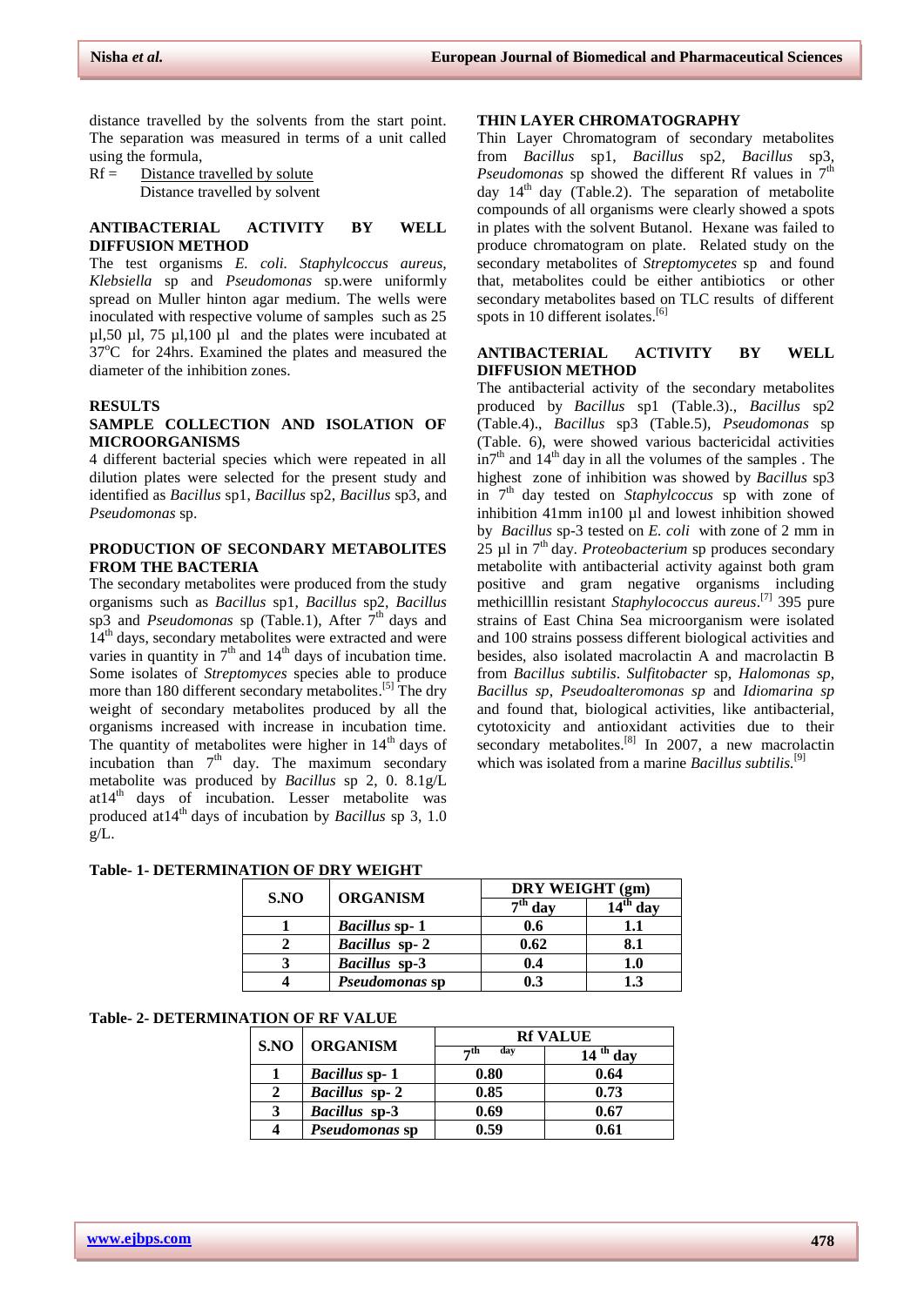distance travelled by the solvents from the start point. The separation was measured in terms of a unit called using the formula,

$$Rf = \frac{\text{Distance travelled by solute}}{\text{Distance travelled by solvent}}$$

## ANTIBACTERIAL ACTIVITY BY WELL DIFFUSION METHOD

The test organisms *E. coli. Staphylcoccus aureus, Klebsiella* sp and *Pseudomonas* sp.were uniformly spread on Muller hinton agar medium. The wells were inoculated with respective volume of samples such as 25 µl,50 µl, 75 µl,100 µl and the plates were incubated at 37°C for 24hrs. Examined the plates and measured the diameter of the inhibition zones.

## RESULTS

### SAMPLE COLLECTION AND ISOLATION OF MICROORGANISMS

4 different bacterial species which were repeated in all dilution plates were selected for the present study and identified as *Bacillus* sp1, *Bacillus* sp2, *Bacillus* sp3, and *Pseudomonas* sp.

### PRODUCTION OF SECONDARY METABOLITES FROM THE BACTERIA

The secondary metabolites were produced from the study organisms such as *Bacillus* sp1, *Bacillus* sp2, *Bacillus* sp3 and *Pseudomonas* sp (Table.1), After 7th days and 14th days, secondary metabolites were extracted and were varies in quantity in 7th and 14th days of incubation time. Some isolates of *Streptomyces* species able to produce more than 180 different secondary metabolites.[5] The dry weight of secondary metabolites produced by all the organisms increased with increase in incubation time. The quantity of metabolites were higher in 14th days of incubation than 7th day. The maximum secondary metabolite was produced by *Bacillus* sp 2, 0. 8.1g/L at14th days of incubation. Lesser metabolite was produced at14th days of incubation by *Bacillus* sp 3, 1.0 g/L.

### THIN LAYER CHROMATOGRAPHY

Thin Layer Chromatogram of secondary metabolites from *Bacillus* sp1, *Bacillus* sp2, *Bacillus* sp3, *Pseudomonas* sp showed the different Rf values in 7th day 14th day (Table.2). The separation of metabolite compounds of all organisms were clearly showed a spots in plates with the solvent Butanol. Hexane was failed to produce chromatogram on plate. Related study on the secondary metabolites of *Streptomycetes* sp and found that, metabolites could be either antibiotics or other secondary metabolites based on TLC results of different spots in 10 different isolates.[6]

### ANTIBACTERIAL ACTIVITY BY WELL DIFFUSION METHOD

The antibacterial activity of the secondary metabolites produced by *Bacillus* sp1 (Table.3)., *Bacillus* sp2 (Table.4)., *Bacillus* sp3 (Table.5), *Pseudomonas* sp (Table. 6), were showed various bactericidal activities in7th and 14th day in all the volumes of the samples . The highest zone of inhibition was showed by *Bacillus* sp3 in 7th day tested on *Staphylcoccus* sp with zone of inhibition 41mm in100 µl and lowest inhibition showed by *Bacillus* sp-3 tested on *E. coli* with zone of 2 mm in 25 µl in 7th day. *Proteobacterium* sp produces secondary metabolite with antibacterial activity against both gram positive and gram negative organisms including methicilllin resistant *Staphylococcus aureus*.[7] 395 pure strains of East China Sea microorganism were isolated and 100 strains possess different biological activities and besides, also isolated macrolactin A and macrolactin B from *Bacillus subtilis*. *Sulfitobacter* sp, *Halomonas sp*, *Bacillus sp*, *Pseudoalteromonas sp* and *Idiomarina sp* and found that, biological activities, like antibacterial, cytotoxicity and antioxidant activities due to their secondary metabolites.[8] In 2007, a new macrolactin which was isolated from a marine *Bacillus subtilis.*[9]

**Table- 1- DETERMINATION OF DRY WEIGHT**

| S.NO | ORGANISM | DRY WEIGHT (gm) | |
|---|---|---|---|
| | | 7th day | 14th day |
| 1 | *Bacillus* sp- 1 | 0.6 | 1.1 |
| 2 | *Bacillus* sp- 2 | 0.62 | 8.1 |
| 3 | *Bacillus* sp-3 | 0.4 | 1.0 |
| 4 | *Pseudomonas* sp | 0.3 | 1.3 |

**Table- 2- DETERMINATION OF RF VALUE**

| S.NO | ORGANISM | Rf VALUE | |
|---|---|---|---|
| | | 7th day | 14 th day |
| 1 | *Bacillus* sp- 1 | 0.80 | 0.64 |
| 2 | *Bacillus* sp- 2 | 0.85 | 0.73 |
| 3 | *Bacillus* sp-3 | 0.69 | 0.67 |
| 4 | *Pseudomonas* sp | 0.59 | 0.61 |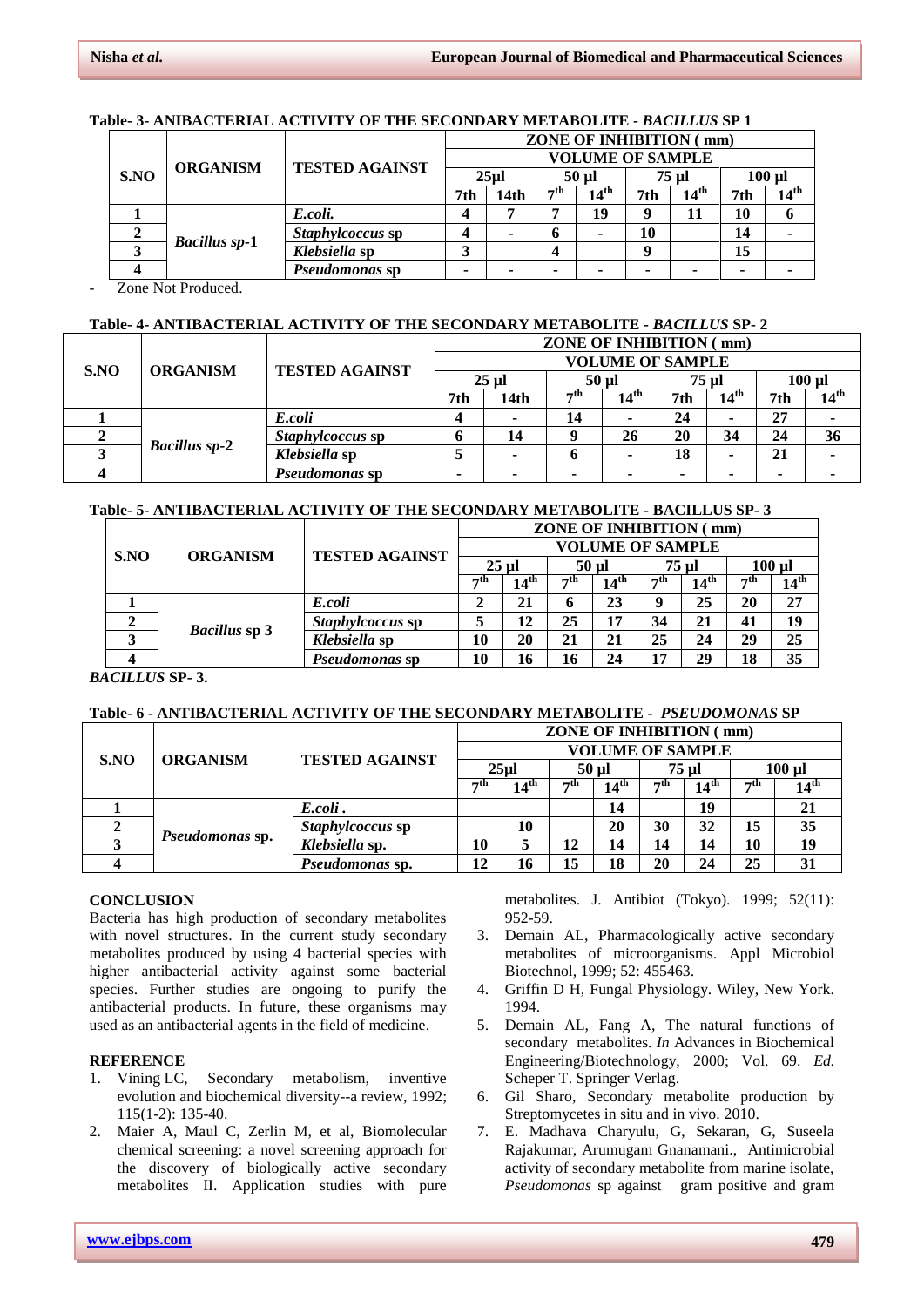**Table- 3- ANIBACTERIAL ACTIVITY OF THE SECONDARY METABOLITE - *BACILLUS* SP 1**

| S.NO | ORGANISM | TESTED AGAINST | ZONE OF INHIBITION ( mm) | | | | | | | |
|---|---|---|---|---|---|---|---|---|---|---|
| | | | VOLUME OF SAMPLE | | | | | | | |
| | | | 25µl | | 50 µl | | 75 µl | | 100 µl | |
| | | | 7th | 14th | 7th | 14th | 7th | 14th | 7th | 14th |
| 1 | *Bacillus sp*-1 | *E.coli.* | 4 | 7 | 7 | 19 | 9 | 11 | 10 | 6 |
| 2 | | *Staphylcoccus* sp | 4 | - | 6 | - | 10 | | 14 | - |
| 3 | | *Klebsiella* sp | 3 | | 4 | | 9 | | 15 | |
| 4 | | *Pseudomonas* sp | - | - | - | - | - | - | - | - |

\- Zone Not Produced.

**Table- 4- ANTIBACTERIAL ACTIVITY OF THE SECONDARY METABOLITE - *BACILLUS* SP- 2**

| S.NO | ORGANISM | TESTED AGAINST | ZONE OF INHIBITION ( mm) | | | | | | | |
|---|---|---|---|---|---|---|---|---|---|---|
| | | | VOLUME OF SAMPLE | | | | | | | |
| | | | 25 µl | | 50 µl | | 75 µl | | 100 µl | |
| | | | 7th | 14th | 7th | 14th | 7th | 14th | 7th | 14th |
| 1 | *Bacillus sp*-2 | *E.coli* | 4 | - | 14 | - | 24 | - | 27 | - |
| 2 | | *Staphylcoccus* sp | 6 | 14 | 9 | 26 | 20 | 34 | 24 | 36 |
| 3 | | *Klebsiella* sp | 5 | - | 6 | - | 18 | - | 21 | - |
| 4 | | *Pseudomonas* sp | - | - | - | - | - | - | - | - |

**Table- 5- ANTIBACTERIAL ACTIVITY OF THE SECONDARY METABOLITE - BACILLUS SP- 3**

| S.NO | ORGANISM | TESTED AGAINST | ZONE OF INHIBITION ( mm) | | | | | | | |
|---|---|---|---|---|---|---|---|---|---|---|
| | | | VOLUME OF SAMPLE | | | | | | | |
| | | | 25 µl | | 50 µl | | 75 µl | | 100 µl | |
| | | | 7th | 14th | 7th | 14th | 7th | 14th | 7th | 14th |
| 1 | *Bacillus* sp 3 | *E.coli* | 2 | 21 | 6 | 23 | 9 | 25 | 20 | 27 |
| 2 | | *Staphylcoccus* sp | 5 | 12 | 25 | 17 | 34 | 21 | 41 | 19 |
| 3 | | *Klebsiella* sp | 10 | 20 | 21 | 21 | 25 | 24 | 29 | 25 |
| 4 | | *Pseudomonas* sp | 10 | 16 | 16 | 24 | 17 | 29 | 18 | 35 |

***BACILLUS* SP- 3.**

**Table- 6 - ANTIBACTERIAL ACTIVITY OF THE SECONDARY METABOLITE - *PSEUDOMONAS* SP**

| S.NO | ORGANISM | TESTED AGAINST | ZONE OF INHIBITION ( mm) | | | | | | | |
|---|---|---|---|---|---|---|---|---|---|---|
| | | | VOLUME OF SAMPLE | | | | | | | |
| | | | 25µl | | 50 µl | | 75 µl | | 100 µl | |
| | | | 7th | 14th | 7th | 14th | 7th | 14th | 7th | 14th |
| 1 | *Pseudomonas* sp. | *E.coli*. | | | | 14 | | 19 | | 21 |
| 2 | | *Staphylcoccus* sp | | 10 | | 20 | 30 | 32 | 15 | 35 |
| 3 | | *Klebsiella* sp. | 10 | 5 | 12 | 14 | 14 | 14 | 10 | 19 |
| 4 | | *Pseudomonas* sp. | 12 | 16 | 15 | 18 | 20 | 24 | 25 | 31 |

## CONCLUSION

Bacteria has high production of secondary metabolites with novel structures. In the current study secondary metabolites produced by using 4 bacterial species with higher antibacterial activity against some bacterial species. Further studies are ongoing to purify the antibacterial products. In future, these organisms may used as an antibacterial agents in the field of medicine.

## REFERENCE

1. Vining LC, Secondary metabolism, inventive evolution and biochemical diversity--a review, 1992; 115(1-2): 135-40.
2. Maier A, Maul C, Zerlin M, et al, Biomolecular chemical screening: a novel screening approach for the discovery of biologically active secondary metabolites II. Application studies with pure metabolites. J. Antibiot (Tokyo). 1999; 52(11): 952-59.
3. Demain AL, Pharmacologically active secondary metabolites of microorganisms. Appl Microbiol Biotechnol, 1999; 52: 455463.
4. Griffin D H, Fungal Physiology. Wiley, New York. 1994.
5. Demain AL, Fang A, The natural functions of secondary metabolites. *In* Advances in Biochemical Engineering/Biotechnology, 2000; Vol. 69. *Ed.* Scheper T. Springer Verlag.
6. Gil Sharo, Secondary metabolite production by Streptomycetes in situ and in vivo. 2010.
7. E. Madhava Charyulu, G, Sekaran, G, Suseela Rajakumar, Arumugam Gnanamani., Antimicrobial activity of secondary metabolite from marine isolate, *Pseudomonas* sp against gram positive and gram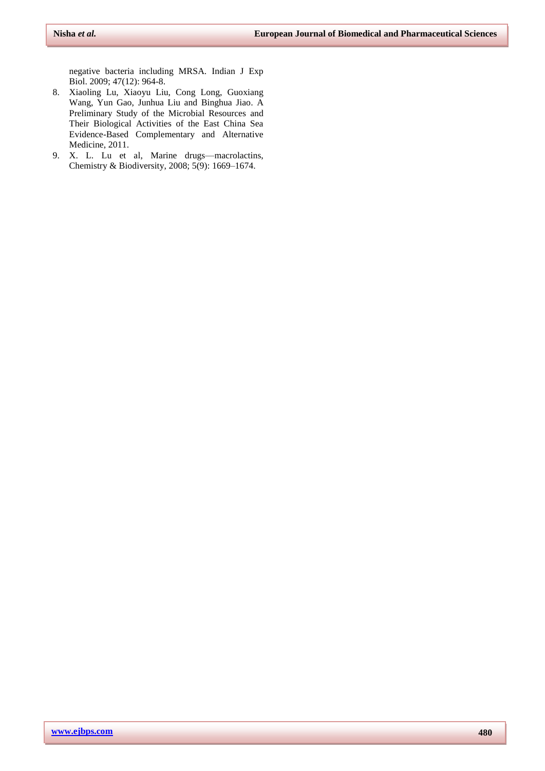negative bacteria including MRSA. Indian J Exp Biol. 2009; 47(12): 964-8.

8. Xiaoling Lu, Xiaoyu Liu, Cong Long, Guoxiang Wang, Yun Gao, Junhua Liu and Binghua Jiao. A Preliminary Study of the Microbial Resources and Their Biological Activities of the East China Sea Evidence-Based Complementary and Alternative Medicine, 2011.
9. X. L. Lu et al, Marine drugs—macrolactins, Chemistry & Biodiversity, 2008; 5(9): 1669–1674.